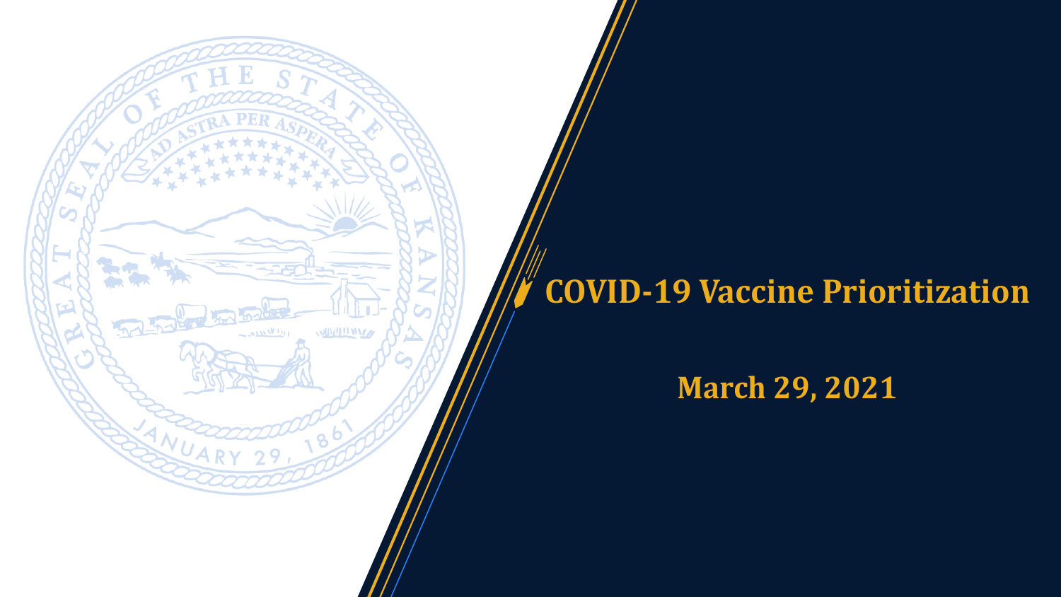# COVID-19 Vaccine Prioritization

## March 29, 2021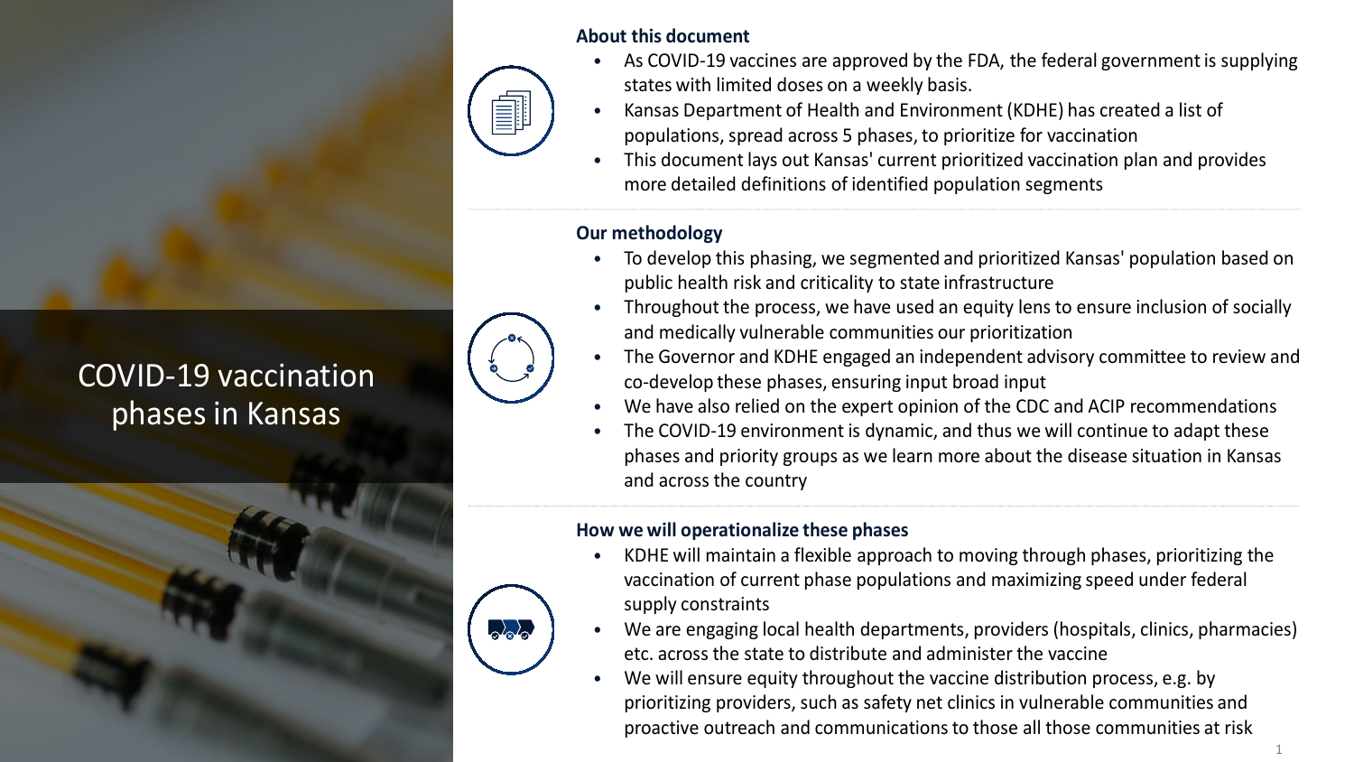# COVID-19 vaccination phases in Kansas

### About this document

- As COVID-19 vaccines are approved by the FDA, the federal government is supplying states with limited doses on a weekly basis.
- Kansas Department of Health and Environment (KDHE) has created a list of populations, spread across 5 phases, to prioritize for vaccination
- This document lays out Kansas' current prioritized vaccination plan and provides more detailed definitions of identified population segments

### Our methodology

- To develop this phasing, we segmented and prioritized Kansas' population based on public health risk and criticality to state infrastructure
- Throughout the process, we have used an equity lens to ensure inclusion of socially and medically vulnerable communities our prioritization
- The Governor and KDHE engaged an independent advisory committee to review and co-develop these phases, ensuring input broad input
- We have also relied on the expert opinion of the CDC and ACIP recommendations
- The COVID-19 environment is dynamic, and thus we will continue to adapt these phases and priority groups as we learn more about the disease situation in Kansas and across the country

### How we will operationalize these phases

- KDHE will maintain a flexible approach to moving through phases, prioritizing the vaccination of current phase populations and maximizing speed under federal supply constraints
- We are engaging local health departments, providers (hospitals, clinics, pharmacies) etc. across the state to distribute and administer the vaccine
- We will ensure equity throughout the vaccine distribution process, e.g. by prioritizing providers, such as safety net clinics in vulnerable communities and proactive outreach and communications to those all those communities at risk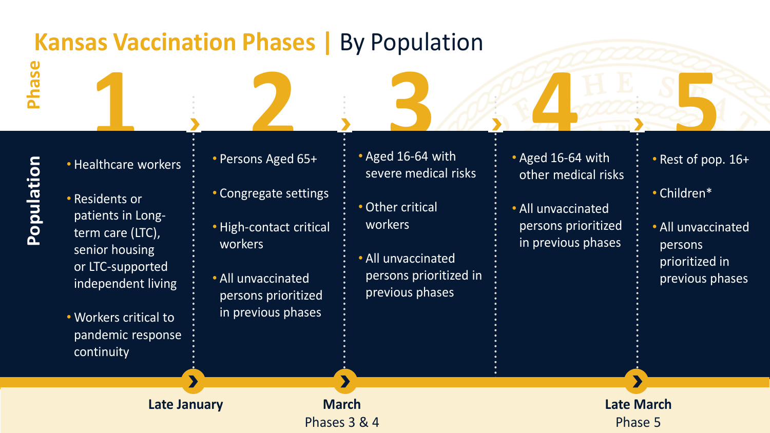# Kansas Vaccination Phases | By Population

## Phase 1

**Population**

- Healthcare workers
- Residents or patients in Long-term care (LTC), senior housing or LTC-supported independent living
- Workers critical to pandemic response continuity

## Phase 2

- Persons Aged 65+
- Congregate settings
- High-contact critical workers
- All unvaccinated persons prioritized in previous phases

## Phase 3

- Aged 16-64 with severe medical risks
- Other critical workers
- All unvaccinated persons prioritized in previous phases

## Phase 4

- Aged 16-64 with other medical risks
- All unvaccinated persons prioritized in previous phases

## Phase 5

- Rest of pop. 16+
- Children*
- All unvaccinated persons prioritized in previous phases

**Late January**

**March**
Phases 3 & 4

**Late March**
Phase 5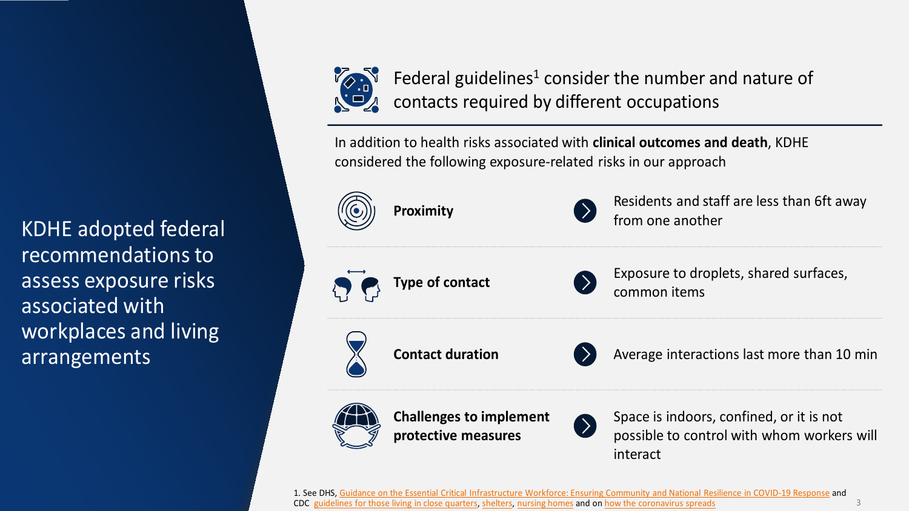KDHE adopted federal recommendations to assess exposure risks associated with workplaces and living arrangements

## Federal guidelines[1] consider the number and nature of contacts required by different occupations

In addition to health risks associated with **clinical outcomes and death**, KDHE considered the following exposure-related risks in our approach

- **Proximity**: Residents and staff are less than 6ft away from one another
- **Type of contact**: Exposure to droplets, shared surfaces, common items
- **Contact duration**: Average interactions last more than 10 min
- **Challenges to implement protective measures**: Space is indoors, confined, or it is not possible to control with whom workers will interact

1. See DHS, Guidance on the Essential Critical Infrastructure Workforce: Ensuring Community and National Resilience in COVID-19 Response and CDC guidelines for those living in close quarters, shelters, nursing homes and on how the coronavirus spreads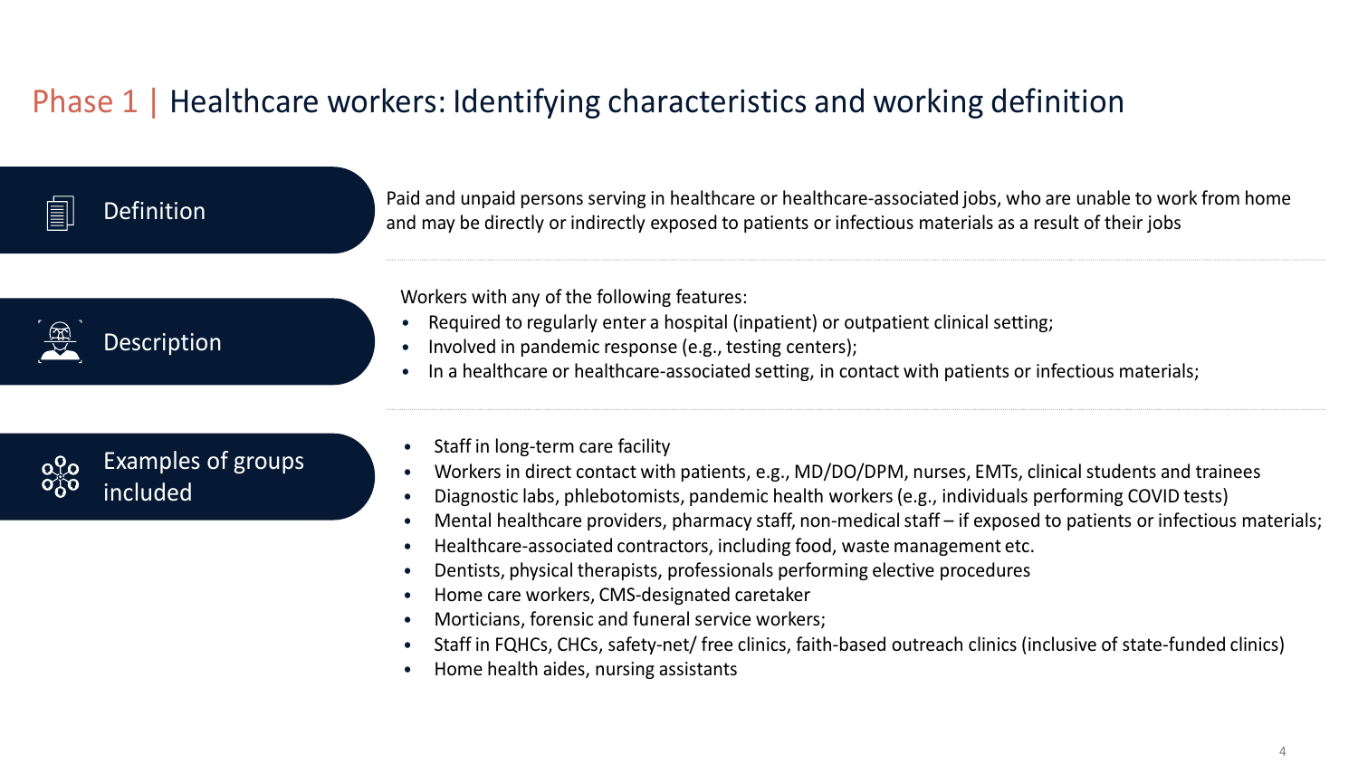# Phase 1 | Healthcare workers: Identifying characteristics and working definition

## Definition

Paid and unpaid persons serving in healthcare or healthcare-associated jobs, who are unable to work from home and may be directly or indirectly exposed to patients or infectious materials as a result of their jobs

## Description

Workers with any of the following features:

- Required to regularly enter a hospital (inpatient) or outpatient clinical setting;
- Involved in pandemic response (e.g., testing centers);
- In a healthcare or healthcare-associated setting, in contact with patients or infectious materials;

## Examples of groups included

- Staff in long-term care facility
- Workers in direct contact with patients, e.g., MD/DO/DPM, nurses, EMTs, clinical students and trainees
- Diagnostic labs, phlebotomists, pandemic health workers (e.g., individuals performing COVID tests)
- Mental healthcare providers, pharmacy staff, non-medical staff – if exposed to patients or infectious materials;
- Healthcare-associated contractors, including food, waste management etc.
- Dentists, physical therapists, professionals performing elective procedures
- Home care workers, CMS-designated caretaker
- Morticians, forensic and funeral service workers;
- Staff in FQHCs, CHCs, safety-net/ free clinics, faith-based outreach clinics (inclusive of state-funded clinics)
- Home health aides, nursing assistants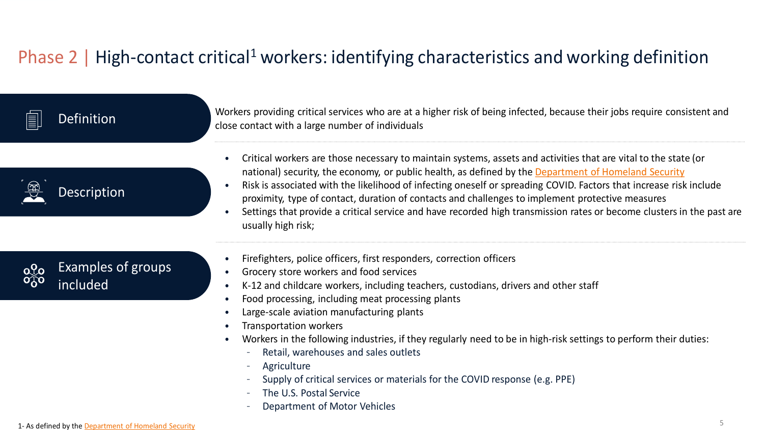# Phase 2 | High-contact critical[1] workers: identifying characteristics and working definition

## Definition

Workers providing critical services who are at a higher risk of being infected, because their jobs require consistent and close contact with a large number of individuals

## Description

- Critical workers are those necessary to maintain systems, assets and activities that are vital to the state (or national) security, the economy, or public health, as defined by the Department of Homeland Security
- Risk is associated with the likelihood of infecting oneself or spreading COVID. Factors that increase risk include proximity, type of contact, duration of contacts and challenges to implement protective measures
- Settings that provide a critical service and have recorded high transmission rates or become clusters in the past are usually high risk;

## Examples of groups included

- Firefighters, police officers, first responders, correction officers
- Grocery store workers and food services
- K-12 and childcare workers, including teachers, custodians, drivers and other staff
- Food processing, including meat processing plants
- Large-scale aviation manufacturing plants
- Transportation workers
- Workers in the following industries, if they regularly need to be in high-risk settings to perform their duties:
  - Retail, warehouses and sales outlets
  - Agriculture
  - Supply of critical services or materials for the COVID response (e.g. PPE)
  - The U.S. Postal Service
  - Department of Motor Vehicles

1- As defined by the Department of Homeland Security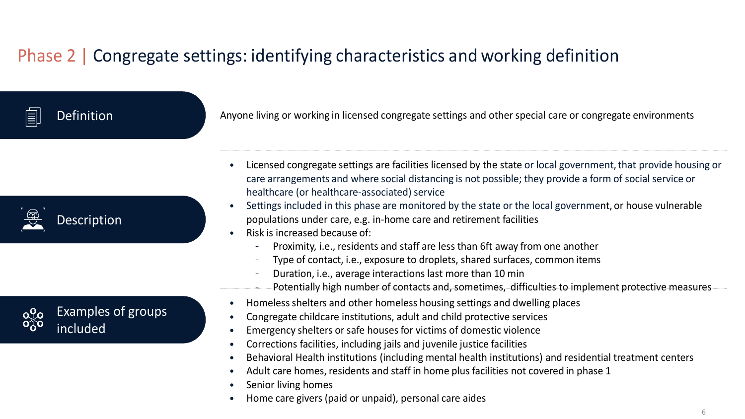# Phase 2 | Congregate settings: identifying characteristics and working definition

## Definition

Anyone living or working in licensed congregate settings and other special care or congregate environments

## Description

- Licensed congregate settings are facilities licensed by the state or local government, that provide housing or care arrangements and where social distancing is not possible; they provide a form of social service or healthcare (or healthcare-associated) service
- Settings included in this phase are monitored by the state or the local government, or house vulnerable populations under care, e.g. in-home care and retirement facilities
- Risk is increased because of:
  - Proximity, i.e., residents and staff are less than 6ft away from one another
  - Type of contact, i.e., exposure to droplets, shared surfaces, common items
  - Duration, i.e., average interactions last more than 10 min
  - Potentially high number of contacts and, sometimes, difficulties to implement protective measures

## Examples of groups included

- Homeless shelters and other homeless housing settings and dwelling places
- Congregate childcare institutions, adult and child protective services
- Emergency shelters or safe houses for victims of domestic violence
- Corrections facilities, including jails and juvenile justice facilities
- Behavioral Health institutions (including mental health institutions) and residential treatment centers
- Adult care homes, residents and staff in home plus facilities not covered in phase 1
- Senior living homes
- Home care givers (paid or unpaid), personal care aides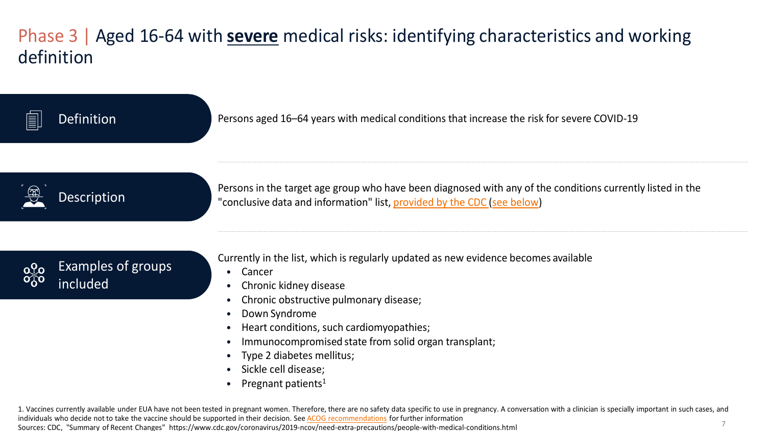# Phase 3 | Aged 16-64 with **severe** medical risks: identifying characteristics and working definition

**Definition**

Persons aged 16–64 years with medical conditions that increase the risk for severe COVID-19

**Description**

Persons in the target age group who have been diagnosed with any of the conditions currently listed in the "conclusive data and information" list, provided by the CDC (see below)

**Examples of groups included**

Currently in the list, which is regularly updated as new evidence becomes available

- Cancer
- Chronic kidney disease
- Chronic obstructive pulmonary disease;
- Down Syndrome
- Heart conditions, such cardiomyopathies;
- Immunocompromised state from solid organ transplant;
- Type 2 diabetes mellitus;
- Sickle cell disease;
- Pregnant patients[1]

1. Vaccines currently available under EUA have not been tested in pregnant women. Therefore, there are no safety data specific to use in pregnancy. A conversation with a clinician is specially important in such cases, and individuals who decide not to take the vaccine should be supported in their decision. See ACOG recommendations for further information

Sources: CDC, "Summary of Recent Changes" https://www.cdc.gov/coronavirus/2019-ncov/need-extra-precautions/people-with-medical-conditions.html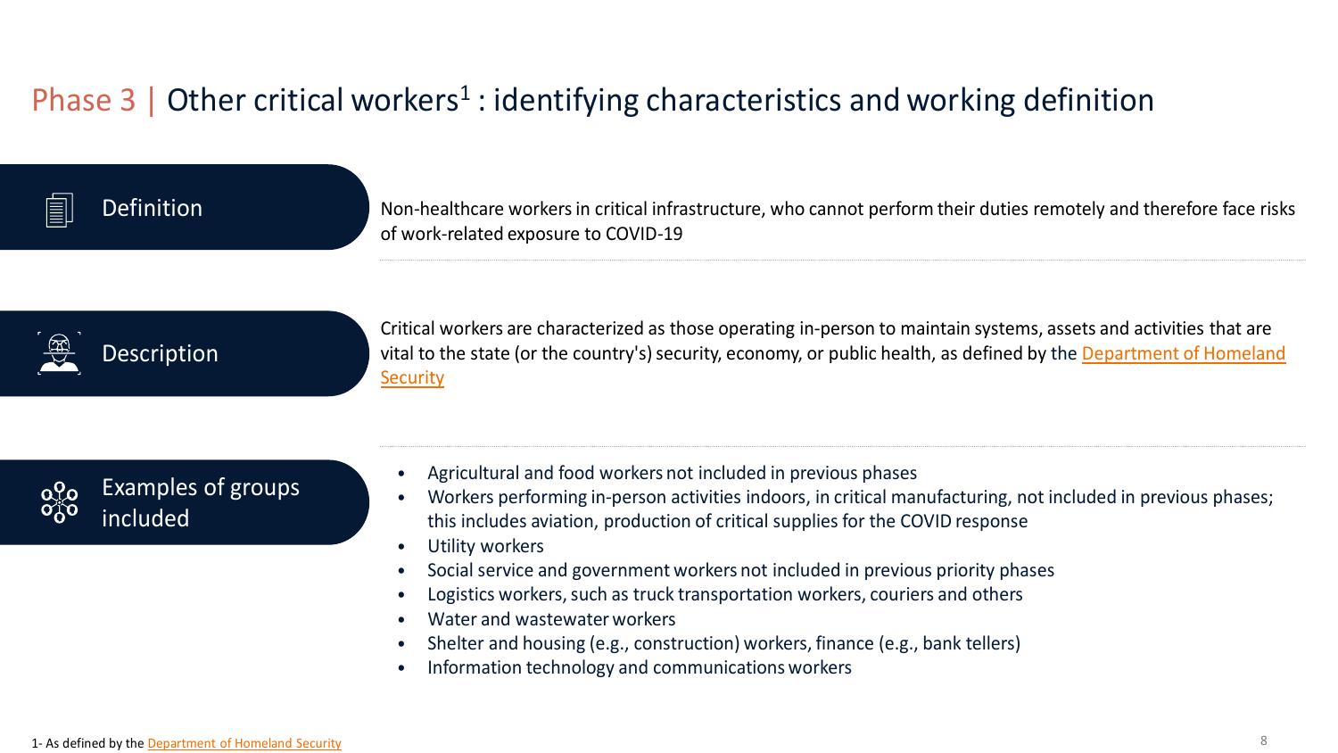# Phase 3 | Other critical workers[1] : identifying characteristics and working definition

**Definition**

Non-healthcare workers in critical infrastructure, who cannot perform their duties remotely and therefore face risks of work-related exposure to COVID-19

**Description**

Critical workers are characterized as those operating in-person to maintain systems, assets and activities that are vital to the state (or the country's) security, economy, or public health, as defined by the [Department of Homeland Security]

**Examples of groups included**

- Agricultural and food workers not included in previous phases
- Workers performing in-person activities indoors, in critical manufacturing, not included in previous phases; this includes aviation, production of critical supplies for the COVID response
- Utility workers
- Social service and government workers not included in previous priority phases
- Logistics workers, such as truck transportation workers, couriers and others
- Water and wastewater workers
- Shelter and housing (e.g., construction) workers, finance (e.g., bank tellers)
- Information technology and communications workers

1- As defined by the [Department of Homeland Security]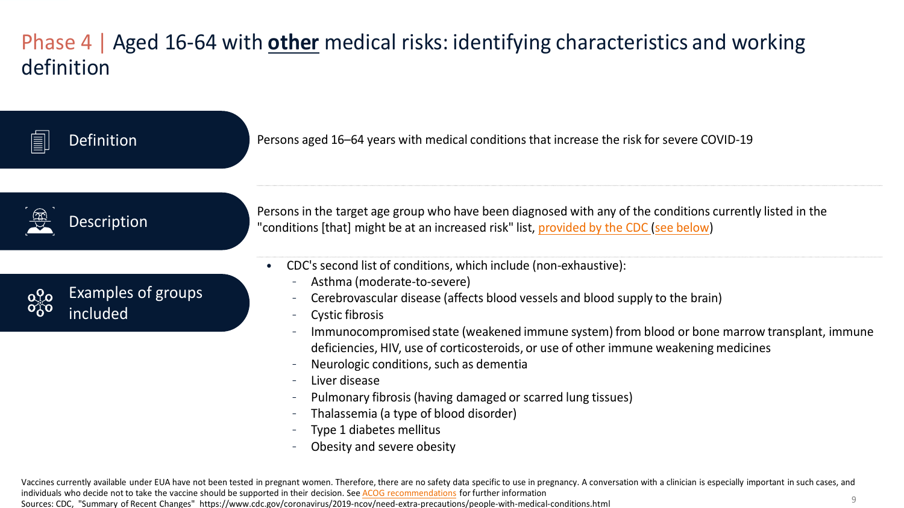# Phase 4 | Aged 16-64 with **other** medical risks: identifying characteristics and working definition

**Definition**

Persons aged 16–64 years with medical conditions that increase the risk for severe COVID-19

**Description**

Persons in the target age group who have been diagnosed with any of the conditions currently listed in the "conditions [that] might be at an increased risk" list, provided by the CDC (see below)

**Examples of groups included**

- CDC's second list of conditions, which include (non-exhaustive):
  - Asthma (moderate-to-severe)
  - Cerebrovascular disease (affects blood vessels and blood supply to the brain)
  - Cystic fibrosis
  - Immunocompromised state (weakened immune system) from blood or bone marrow transplant, immune deficiencies, HIV, use of corticosteroids, or use of other immune weakening medicines
  - Neurologic conditions, such as dementia
  - Liver disease
  - Pulmonary fibrosis (having damaged or scarred lung tissues)
  - Thalassemia (a type of blood disorder)
  - Type 1 diabetes mellitus
  - Obesity and severe obesity

Vaccines currently available under EUA have not been tested in pregnant women. Therefore, there are no safety data specific to use in pregnancy. A conversation with a clinician is especially important in such cases, and individuals who decide not to take the vaccine should be supported in their decision. See ACOG recommendations for further information

Sources: CDC, "Summary of Recent Changes" https://www.cdc.gov/coronavirus/2019-ncov/need-extra-precautions/people-with-medical-conditions.html